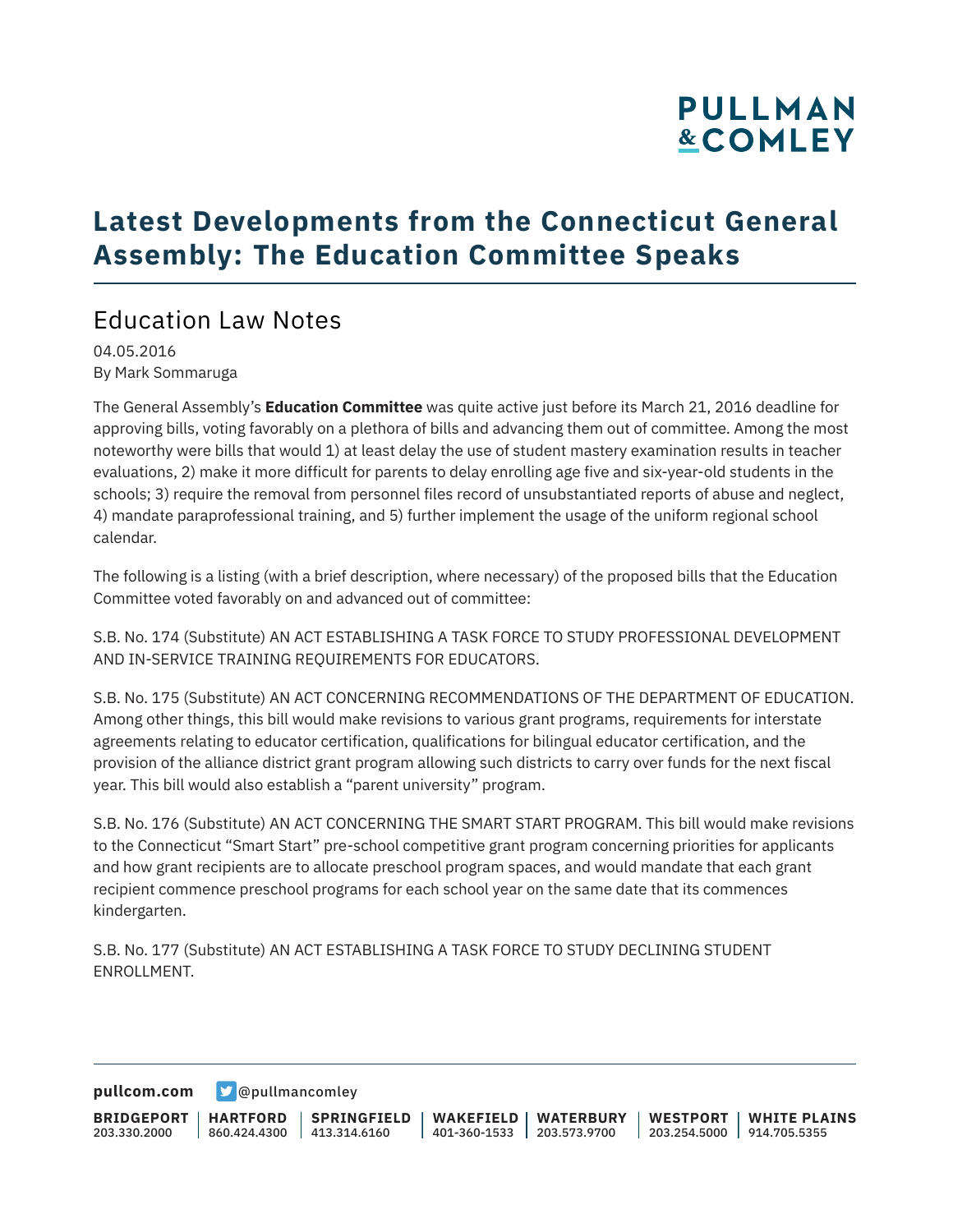# Latest Developments from the Connecticut General Assembly: The Education Committee Speaks

## Education Law Notes

04.05.2016
By Mark Sommaruga

The General Assembly's **Education Committee** was quite active just before its March 21, 2016 deadline for approving bills, voting favorably on a plethora of bills and advancing them out of committee. Among the most noteworthy were bills that would 1) at least delay the use of student mastery examination results in teacher evaluations, 2) make it more difficult for parents to delay enrolling age five and six-year-old students in the schools; 3) require the removal from personnel files record of unsubstantiated reports of abuse and neglect, 4) mandate paraprofessional training, and 5) further implement the usage of the uniform regional school calendar.

The following is a listing (with a brief description, where necessary) of the proposed bills that the Education Committee voted favorably on and advanced out of committee:

S.B. No. 174 (Substitute) AN ACT ESTABLISHING A TASK FORCE TO STUDY PROFESSIONAL DEVELOPMENT AND IN-SERVICE TRAINING REQUIREMENTS FOR EDUCATORS.

S.B. No. 175 (Substitute) AN ACT CONCERNING RECOMMENDATIONS OF THE DEPARTMENT OF EDUCATION. Among other things, this bill would make revisions to various grant programs, requirements for interstate agreements relating to educator certification, qualifications for bilingual educator certification, and the provision of the alliance district grant program allowing such districts to carry over funds for the next fiscal year. This bill would also establish a "parent university" program.

S.B. No. 176 (Substitute) AN ACT CONCERNING THE SMART START PROGRAM. This bill would make revisions to the Connecticut "Smart Start" pre-school competitive grant program concerning priorities for applicants and how grant recipients are to allocate preschool program spaces, and would mandate that each grant recipient commence preschool programs for each school year on the same date that its commences kindergarten.

S.B. No. 177 (Substitute) AN ACT ESTABLISHING A TASK FORCE TO STUDY DECLINING STUDENT ENROLLMENT.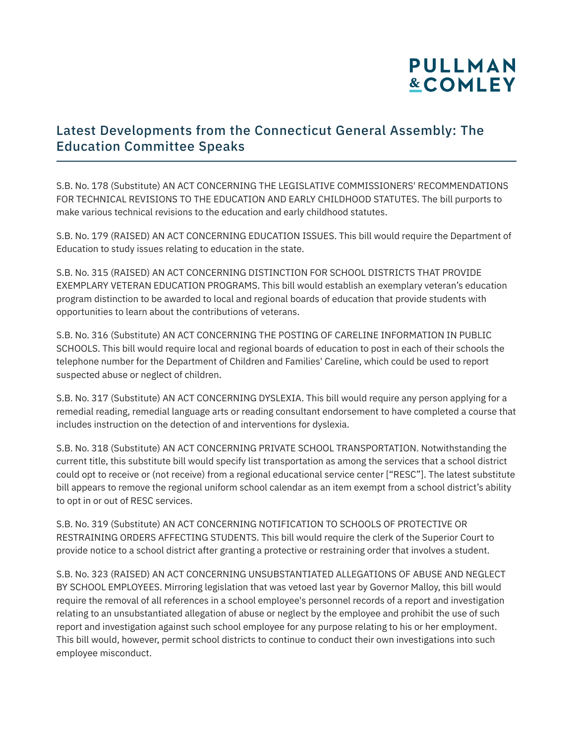# Latest Developments from the Connecticut General Assembly: The Education Committee Speaks

S.B. No. 178 (Substitute) AN ACT CONCERNING THE LEGISLATIVE COMMISSIONERS' RECOMMENDATIONS FOR TECHNICAL REVISIONS TO THE EDUCATION AND EARLY CHILDHOOD STATUTES. The bill purports to make various technical revisions to the education and early childhood statutes.

S.B. No. 179 (RAISED) AN ACT CONCERNING EDUCATION ISSUES. This bill would require the Department of Education to study issues relating to education in the state.

S.B. No. 315 (RAISED) AN ACT CONCERNING DISTINCTION FOR SCHOOL DISTRICTS THAT PROVIDE EXEMPLARY VETERAN EDUCATION PROGRAMS. This bill would establish an exemplary veteran's education program distinction to be awarded to local and regional boards of education that provide students with opportunities to learn about the contributions of veterans.

S.B. No. 316 (Substitute) AN ACT CONCERNING THE POSTING OF CARELINE INFORMATION IN PUBLIC SCHOOLS. This bill would require local and regional boards of education to post in each of their schools the telephone number for the Department of Children and Families' Careline, which could be used to report suspected abuse or neglect of children.

S.B. No. 317 (Substitute) AN ACT CONCERNING DYSLEXIA. This bill would require any person applying for a remedial reading, remedial language arts or reading consultant endorsement to have completed a course that includes instruction on the detection of and interventions for dyslexia.

S.B. No. 318 (Substitute) AN ACT CONCERNING PRIVATE SCHOOL TRANSPORTATION. Notwithstanding the current title, this substitute bill would specify list transportation as among the services that a school district could opt to receive or (not receive) from a regional educational service center ["RESC"]. The latest substitute bill appears to remove the regional uniform school calendar as an item exempt from a school district's ability to opt in or out of RESC services.

S.B. No. 319 (Substitute) AN ACT CONCERNING NOTIFICATION TO SCHOOLS OF PROTECTIVE OR RESTRAINING ORDERS AFFECTING STUDENTS. This bill would require the clerk of the Superior Court to provide notice to a school district after granting a protective or restraining order that involves a student.

S.B. No. 323 (RAISED) AN ACT CONCERNING UNSUBSTANTIATED ALLEGATIONS OF ABUSE AND NEGLECT BY SCHOOL EMPLOYEES. Mirroring legislation that was vetoed last year by Governor Malloy, this bill would require the removal of all references in a school employee's personnel records of a report and investigation relating to an unsubstantiated allegation of abuse or neglect by the employee and prohibit the use of such report and investigation against such school employee for any purpose relating to his or her employment. This bill would, however, permit school districts to continue to conduct their own investigations into such employee misconduct.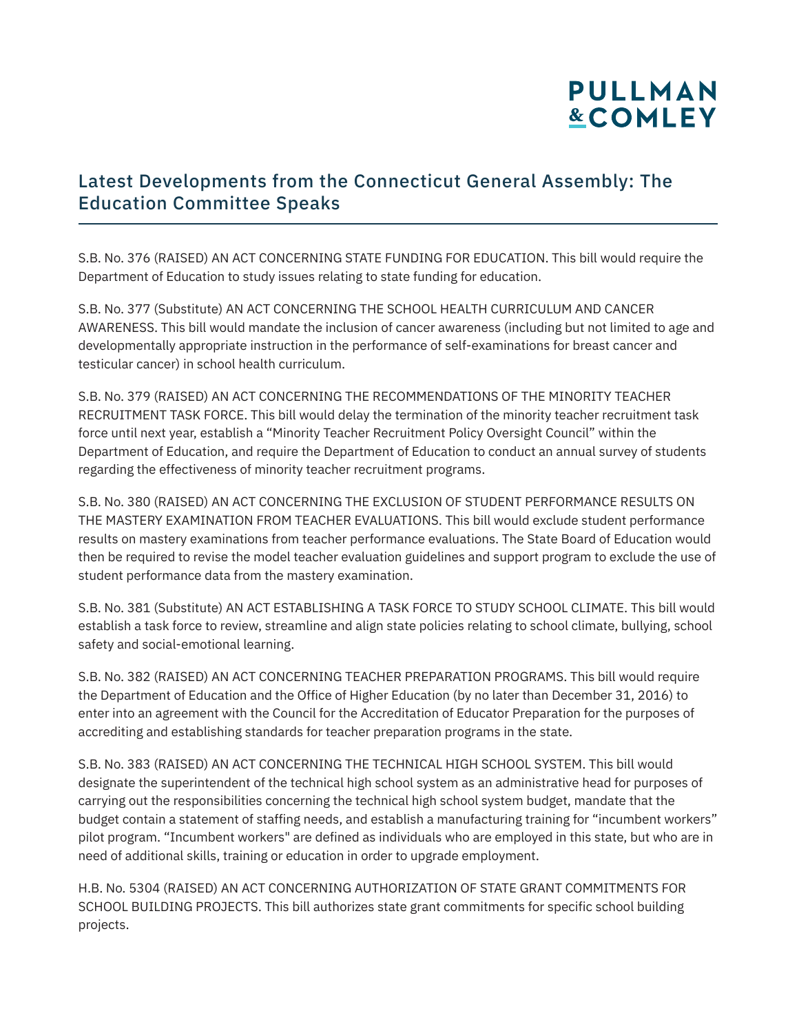# Latest Developments from the Connecticut General Assembly: The Education Committee Speaks

S.B. No. 376 (RAISED) AN ACT CONCERNING STATE FUNDING FOR EDUCATION. This bill would require the Department of Education to study issues relating to state funding for education.

S.B. No. 377 (Substitute) AN ACT CONCERNING THE SCHOOL HEALTH CURRICULUM AND CANCER AWARENESS. This bill would mandate the inclusion of cancer awareness (including but not limited to age and developmentally appropriate instruction in the performance of self-examinations for breast cancer and testicular cancer) in school health curriculum.

S.B. No. 379 (RAISED) AN ACT CONCERNING THE RECOMMENDATIONS OF THE MINORITY TEACHER RECRUITMENT TASK FORCE. This bill would delay the termination of the minority teacher recruitment task force until next year, establish a "Minority Teacher Recruitment Policy Oversight Council" within the Department of Education, and require the Department of Education to conduct an annual survey of students regarding the effectiveness of minority teacher recruitment programs.

S.B. No. 380 (RAISED) AN ACT CONCERNING THE EXCLUSION OF STUDENT PERFORMANCE RESULTS ON THE MASTERY EXAMINATION FROM TEACHER EVALUATIONS. This bill would exclude student performance results on mastery examinations from teacher performance evaluations. The State Board of Education would then be required to revise the model teacher evaluation guidelines and support program to exclude the use of student performance data from the mastery examination.

S.B. No. 381 (Substitute) AN ACT ESTABLISHING A TASK FORCE TO STUDY SCHOOL CLIMATE. This bill would establish a task force to review, streamline and align state policies relating to school climate, bullying, school safety and social-emotional learning.

S.B. No. 382 (RAISED) AN ACT CONCERNING TEACHER PREPARATION PROGRAMS. This bill would require the Department of Education and the Office of Higher Education (by no later than December 31, 2016) to enter into an agreement with the Council for the Accreditation of Educator Preparation for the purposes of accrediting and establishing standards for teacher preparation programs in the state.

S.B. No. 383 (RAISED) AN ACT CONCERNING THE TECHNICAL HIGH SCHOOL SYSTEM. This bill would designate the superintendent of the technical high school system as an administrative head for purposes of carrying out the responsibilities concerning the technical high school system budget, mandate that the budget contain a statement of staffing needs, and establish a manufacturing training for "incumbent workers" pilot program. "Incumbent workers" are defined as individuals who are employed in this state, but who are in need of additional skills, training or education in order to upgrade employment.

H.B. No. 5304 (RAISED) AN ACT CONCERNING AUTHORIZATION OF STATE GRANT COMMITMENTS FOR SCHOOL BUILDING PROJECTS. This bill authorizes state grant commitments for specific school building projects.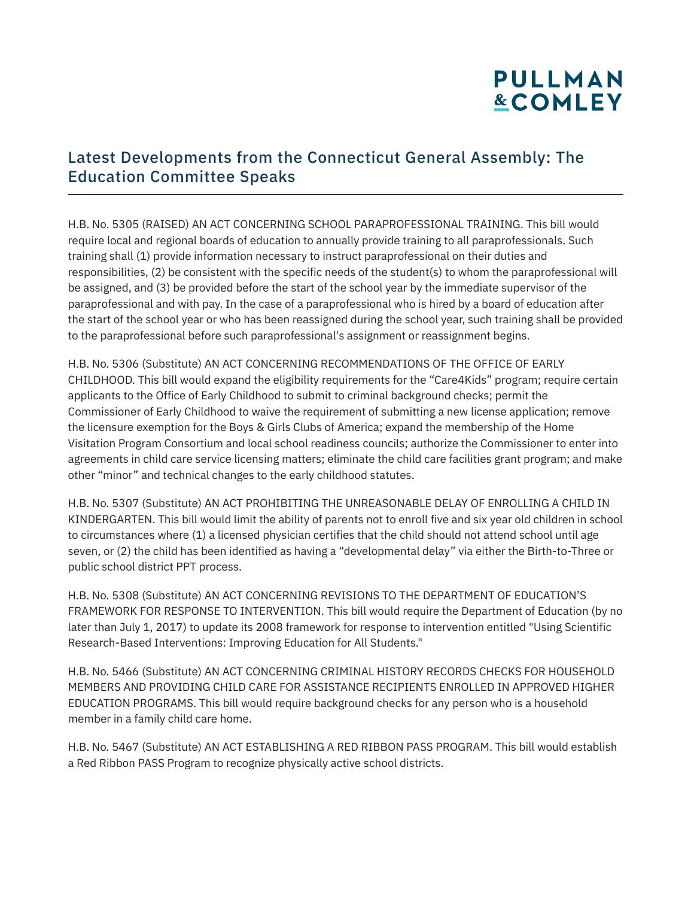## Latest Developments from the Connecticut General Assembly: The Education Committee Speaks

H.B. No. 5305 (RAISED) AN ACT CONCERNING SCHOOL PARAPROFESSIONAL TRAINING. This bill would require local and regional boards of education to annually provide training to all paraprofessionals. Such training shall (1) provide information necessary to instruct paraprofessional on their duties and responsibilities, (2) be consistent with the specific needs of the student(s) to whom the paraprofessional will be assigned, and (3) be provided before the start of the school year by the immediate supervisor of the paraprofessional and with pay. In the case of a paraprofessional who is hired by a board of education after the start of the school year or who has been reassigned during the school year, such training shall be provided to the paraprofessional before such paraprofessional's assignment or reassignment begins.

H.B. No. 5306 (Substitute) AN ACT CONCERNING RECOMMENDATIONS OF THE OFFICE OF EARLY CHILDHOOD. This bill would expand the eligibility requirements for the "Care4Kids" program; require certain applicants to the Office of Early Childhood to submit to criminal background checks; permit the Commissioner of Early Childhood to waive the requirement of submitting a new license application; remove the licensure exemption for the Boys & Girls Clubs of America; expand the membership of the Home Visitation Program Consortium and local school readiness councils; authorize the Commissioner to enter into agreements in child care service licensing matters; eliminate the child care facilities grant program; and make other "minor" and technical changes to the early childhood statutes.

H.B. No. 5307 (Substitute) AN ACT PROHIBITING THE UNREASONABLE DELAY OF ENROLLING A CHILD IN KINDERGARTEN. This bill would limit the ability of parents not to enroll five and six year old children in school to circumstances where (1) a licensed physician certifies that the child should not attend school until age seven, or (2) the child has been identified as having a "developmental delay" via either the Birth-to-Three or public school district PPT process.

H.B. No. 5308 (Substitute) AN ACT CONCERNING REVISIONS TO THE DEPARTMENT OF EDUCATION'S FRAMEWORK FOR RESPONSE TO INTERVENTION. This bill would require the Department of Education (by no later than July 1, 2017) to update its 2008 framework for response to intervention entitled "Using Scientific Research-Based Interventions: Improving Education for All Students."

H.B. No. 5466 (Substitute) AN ACT CONCERNING CRIMINAL HISTORY RECORDS CHECKS FOR HOUSEHOLD MEMBERS AND PROVIDING CHILD CARE FOR ASSISTANCE RECIPIENTS ENROLLED IN APPROVED HIGHER EDUCATION PROGRAMS. This bill would require background checks for any person who is a household member in a family child care home.

H.B. No. 5467 (Substitute) AN ACT ESTABLISHING A RED RIBBON PASS PROGRAM. This bill would establish a Red Ribbon PASS Program to recognize physically active school districts.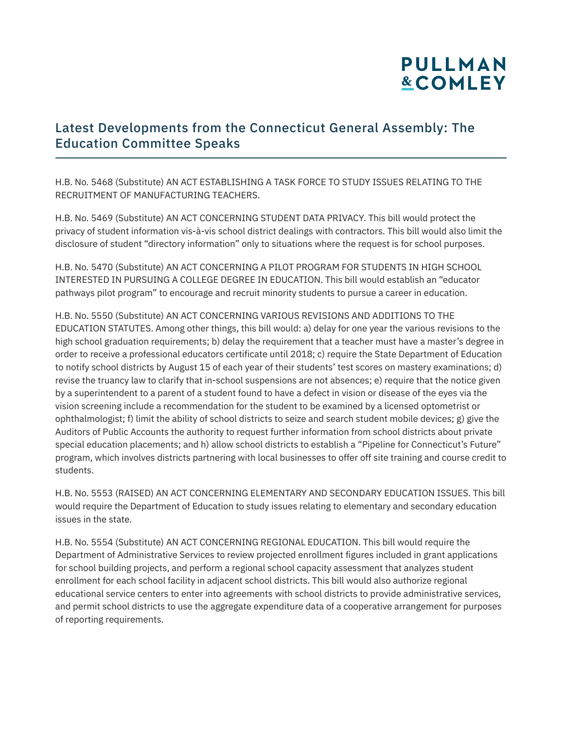## Latest Developments from the Connecticut General Assembly: The Education Committee Speaks

H.B. No. 5468 (Substitute) AN ACT ESTABLISHING A TASK FORCE TO STUDY ISSUES RELATING TO THE RECRUITMENT OF MANUFACTURING TEACHERS.

H.B. No. 5469 (Substitute) AN ACT CONCERNING STUDENT DATA PRIVACY. This bill would protect the privacy of student information vis-à-vis school district dealings with contractors. This bill would also limit the disclosure of student "directory information" only to situations where the request is for school purposes.

H.B. No. 5470 (Substitute) AN ACT CONCERNING A PILOT PROGRAM FOR STUDENTS IN HIGH SCHOOL INTERESTED IN PURSUING A COLLEGE DEGREE IN EDUCATION. This bill would establish an "educator pathways pilot program" to encourage and recruit minority students to pursue a career in education.

H.B. No. 5550 (Substitute) AN ACT CONCERNING VARIOUS REVISIONS AND ADDITIONS TO THE EDUCATION STATUTES. Among other things, this bill would: a) delay for one year the various revisions to the high school graduation requirements; b) delay the requirement that a teacher must have a master's degree in order to receive a professional educators certificate until 2018; c) require the State Department of Education to notify school districts by August 15 of each year of their students' test scores on mastery examinations; d) revise the truancy law to clarify that in-school suspensions are not absences; e) require that the notice given by a superintendent to a parent of a student found to have a defect in vision or disease of the eyes via the vision screening include a recommendation for the student to be examined by a licensed optometrist or ophthalmologist; f) limit the ability of school districts to seize and search student mobile devices; g) give the Auditors of Public Accounts the authority to request further information from school districts about private special education placements; and h) allow school districts to establish a "Pipeline for Connecticut's Future" program, which involves districts partnering with local businesses to offer off site training and course credit to students.

H.B. No. 5553 (RAISED) AN ACT CONCERNING ELEMENTARY AND SECONDARY EDUCATION ISSUES. This bill would require the Department of Education to study issues relating to elementary and secondary education issues in the state.

H.B. No. 5554 (Substitute) AN ACT CONCERNING REGIONAL EDUCATION. This bill would require the Department of Administrative Services to review projected enrollment figures included in grant applications for school building projects, and perform a regional school capacity assessment that analyzes student enrollment for each school facility in adjacent school districts. This bill would also authorize regional educational service centers to enter into agreements with school districts to provide administrative services, and permit school districts to use the aggregate expenditure data of a cooperative arrangement for purposes of reporting requirements.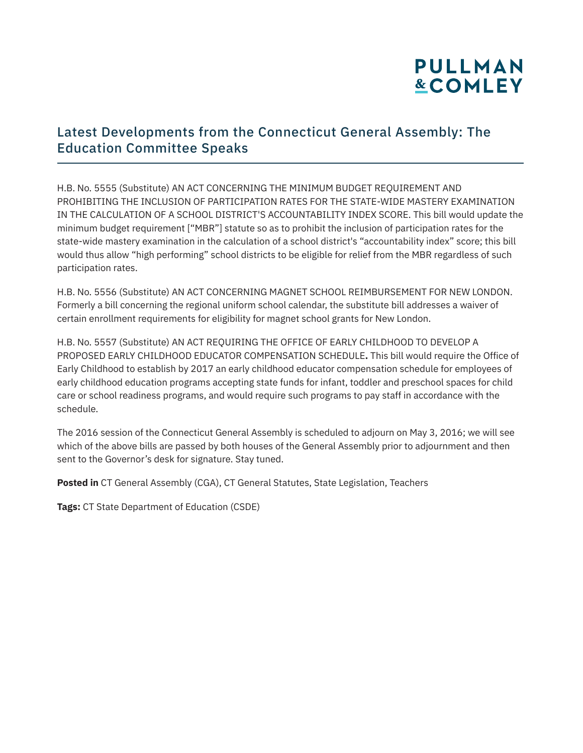# Latest Developments from the Connecticut General Assembly: The Education Committee Speaks

H.B. No. 5555 (Substitute) AN ACT CONCERNING THE MINIMUM BUDGET REQUIREMENT AND PROHIBITING THE INCLUSION OF PARTICIPATION RATES FOR THE STATE-WIDE MASTERY EXAMINATION IN THE CALCULATION OF A SCHOOL DISTRICT'S ACCOUNTABILITY INDEX SCORE. This bill would update the minimum budget requirement ["MBR"] statute so as to prohibit the inclusion of participation rates for the state-wide mastery examination in the calculation of a school district's "accountability index" score; this bill would thus allow "high performing" school districts to be eligible for relief from the MBR regardless of such participation rates.

H.B. No. 5556 (Substitute) AN ACT CONCERNING MAGNET SCHOOL REIMBURSEMENT FOR NEW LONDON. Formerly a bill concerning the regional uniform school calendar, the substitute bill addresses a waiver of certain enrollment requirements for eligibility for magnet school grants for New London.

H.B. No. 5557 (Substitute) AN ACT REQUIRING THE OFFICE OF EARLY CHILDHOOD TO DEVELOP A PROPOSED EARLY CHILDHOOD EDUCATOR COMPENSATION SCHEDULE**.** This bill would require the Office of Early Childhood to establish by 2017 an early childhood educator compensation schedule for employees of early childhood education programs accepting state funds for infant, toddler and preschool spaces for child care or school readiness programs, and would require such programs to pay staff in accordance with the schedule.

The 2016 session of the Connecticut General Assembly is scheduled to adjourn on May 3, 2016; we will see which of the above bills are passed by both houses of the General Assembly prior to adjournment and then sent to the Governor's desk for signature. Stay tuned.

**Posted in** CT General Assembly (CGA), CT General Statutes, State Legislation, Teachers

**Tags:** CT State Department of Education (CSDE)